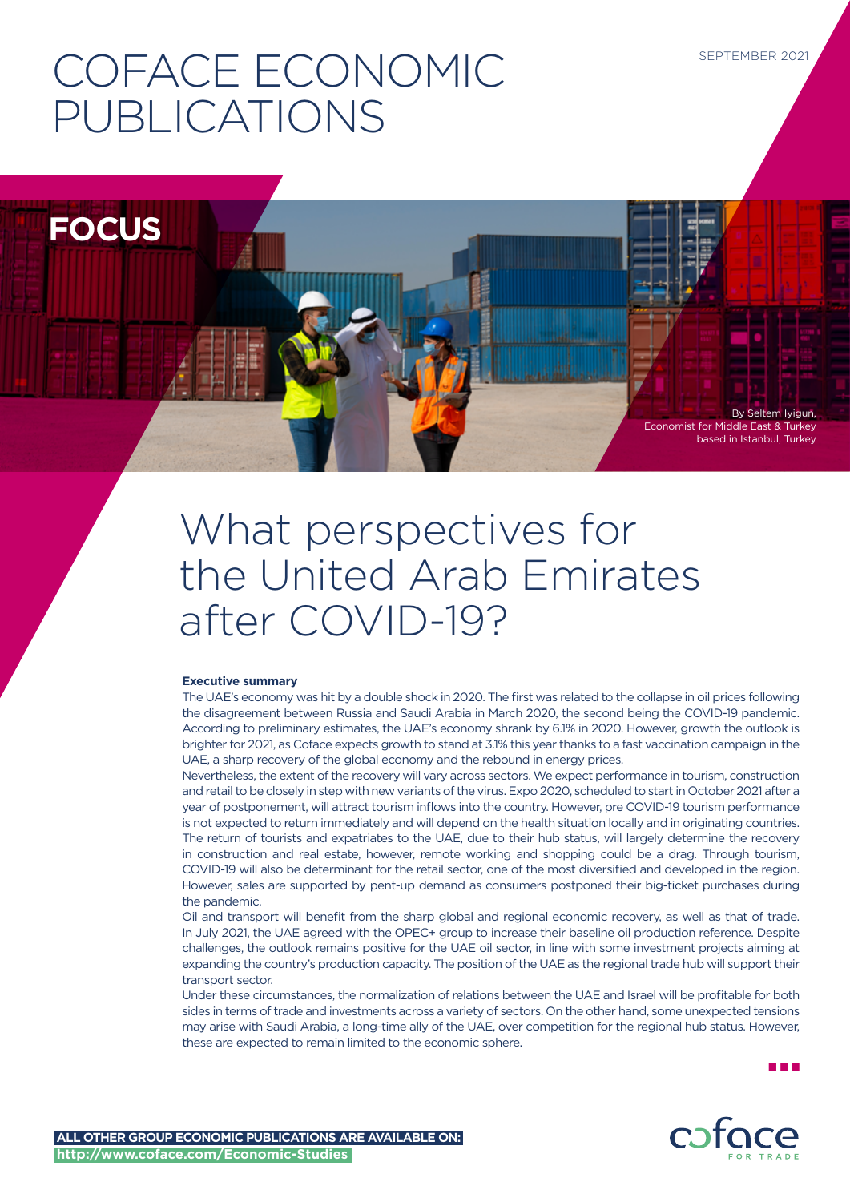SEPTEMBER 2021

# COFACE ECONOMIC PUBLICATIONS

**FOCUS**

By Seltem Iyigun,
Economist for Middle East & Turkey
based in Istanbul, Turkey

# What perspectives for the United Arab Emirates after COVID-19?

**Executive summary**

The UAE's economy was hit by a double shock in 2020. The first was related to the collapse in oil prices following the disagreement between Russia and Saudi Arabia in March 2020, the second being the COVID-19 pandemic. According to preliminary estimates, the UAE's economy shrank by 6.1% in 2020. However, growth the outlook is brighter for 2021, as Coface expects growth to stand at 3.1% this year thanks to a fast vaccination campaign in the UAE, a sharp recovery of the global economy and the rebound in energy prices.

Nevertheless, the extent of the recovery will vary across sectors. We expect performance in tourism, construction and retail to be closely in step with new variants of the virus. Expo 2020, scheduled to start in October 2021 after a year of postponement, will attract tourism inflows into the country. However, pre COVID-19 tourism performance is not expected to return immediately and will depend on the health situation locally and in originating countries. The return of tourists and expatriates to the UAE, due to their hub status, will largely determine the recovery in construction and real estate, however, remote working and shopping could be a drag. Through tourism, COVID-19 will also be determinant for the retail sector, one of the most diversified and developed in the region. However, sales are supported by pent-up demand as consumers postponed their big-ticket purchases during the pandemic.

Oil and transport will benefit from the sharp global and regional economic recovery, as well as that of trade. In July 2021, the UAE agreed with the OPEC+ group to increase their baseline oil production reference. Despite challenges, the outlook remains positive for the UAE oil sector, in line with some investment projects aiming at expanding the country's production capacity. The position of the UAE as the regional trade hub will support their transport sector.

Under these circumstances, the normalization of relations between the UAE and Israel will be profitable for both sides in terms of trade and investments across a variety of sectors. On the other hand, some unexpected tensions may arise with Saudi Arabia, a long-time ally of the UAE, over competition for the regional hub status. However, these are expected to remain limited to the economic sphere.

ALL OTHER GROUP ECONOMIC PUBLICATIONS ARE AVAILABLE ON:
http://www.coface.com/Economic-Studies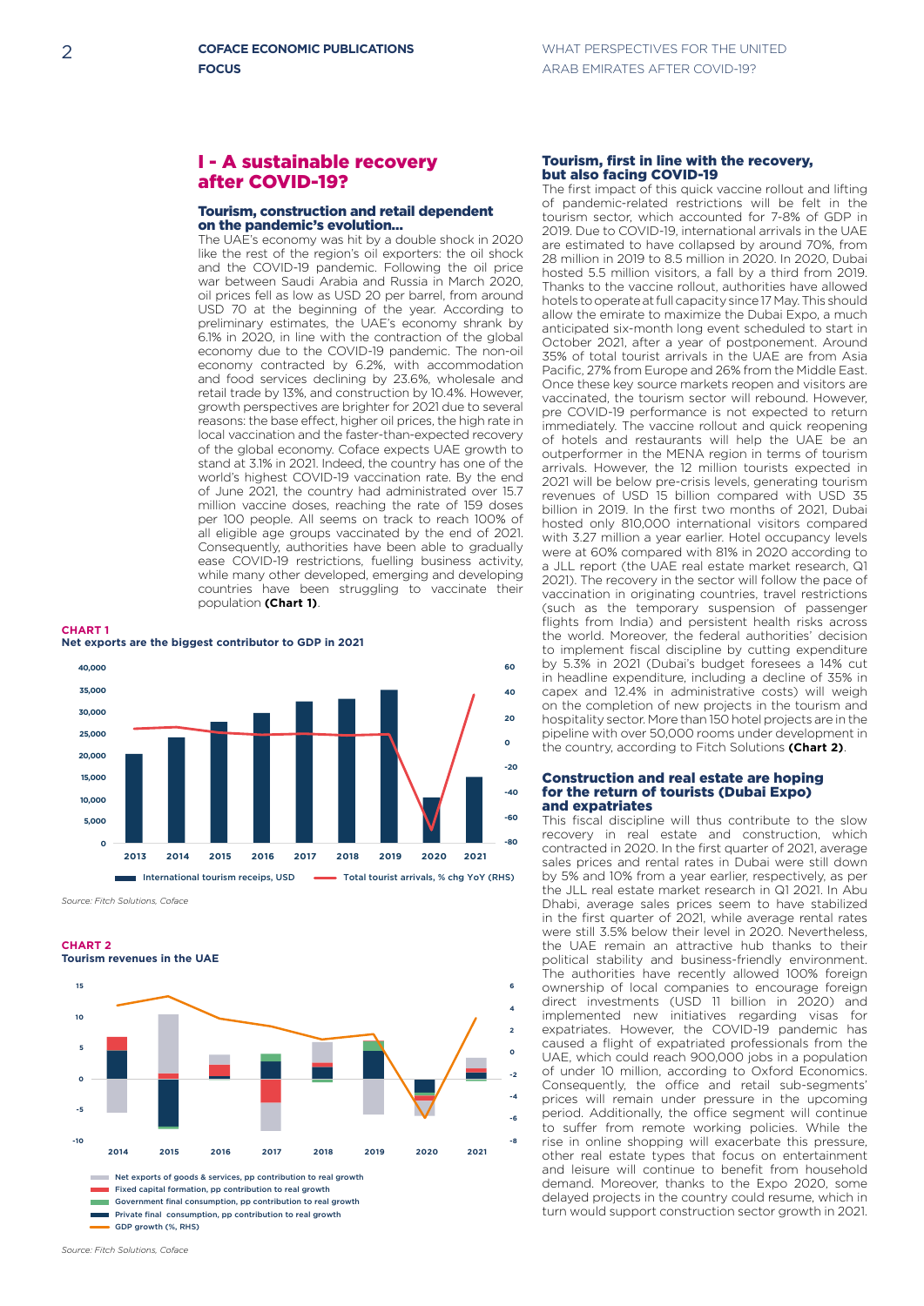## I - A sustainable recovery after COVID-19?

### Tourism, construction and retail dependent on the pandemic's evolution...

The UAE's economy was hit by a double shock in 2020 like the rest of the region's oil exporters: the oil shock and the COVID-19 pandemic. Following the oil price war between Saudi Arabia and Russia in March 2020, oil prices fell as low as USD 20 per barrel, from around USD 70 at the beginning of the year. According to preliminary estimates, the UAE's economy shrank by 6.1% in 2020, in line with the contraction of the global economy due to the COVID-19 pandemic. The non-oil economy contracted by 6.2%, with accommodation and food services declining by 23.6%, wholesale and retail trade by 13%, and construction by 10.4%. However, growth perspectives are brighter for 2021 due to several reasons: the base effect, higher oil prices, the high rate in local vaccination and the faster-than-expected recovery of the global economy. Coface expects UAE growth to stand at 3.1% in 2021. Indeed, the country has one of the world's highest COVID-19 vaccination rate. By the end of June 2021, the country had administrated over 15.7 million vaccine doses, reaching the rate of 159 doses per 100 people. All seems on track to reach 100% of all eligible age groups vaccinated by the end of 2021. Consequently, authorities have been able to gradually ease COVID-19 restrictions, fuelling business activity, while many other developed, emerging and developing countries have been struggling to vaccinate their population **(Chart 1)**.

**CHART 1**
**Net exports are the biggest contributor to GDP in 2021**

| | 2013 | 2014 | 2015 | 2016 | 2017 | 2018 | 2019 | 2020 | 2021 |
|---|---|---|---|---|---|---|---|---|---|
| International tourism receipts, USD | | | | | | | | | |
| Total tourist arrivals, % chg YoY (RHS) | | | | | | | | | |

*Source: Fitch Solutions, Coface*

**CHART 2**
**Tourism revenues in the UAE**

Net exports of goods & services, pp contribution to real growth
Fixed capital formation, pp contribution to real growth
Government final consumption, pp contribution to real growth
Private final consumption, pp contribution to real growth
GDP growth (%, RHS)

*Source: Fitch Solutions, Coface*

### Tourism, first in line with the recovery, but also facing COVID-19

The first impact of this quick vaccine rollout and lifting of pandemic-related restrictions will be felt in the tourism sector, which accounted for 7-8% of GDP in 2019. Due to COVID-19, international arrivals in the UAE are estimated to have collapsed by around 70%, from 28 million in 2019 to 8.5 million in 2020. In 2020, Dubai hosted 5.5 million visitors, a fall by a third from 2019. Thanks to the vaccine rollout, authorities have allowed hotels to operate at full capacity since 17 May. This should allow the emirate to maximize the Dubai Expo, a much anticipated six-month long event scheduled to start in October 2021, after a year of postponement. Around 35% of total tourist arrivals in the UAE are from Asia Pacific, 27% from Europe and 26% from the Middle East. Once these key source markets reopen and visitors are vaccinated, the tourism sector will rebound. However, pre COVID-19 performance is not expected to return immediately. The vaccine rollout and quick reopening of hotels and restaurants will help the UAE be an outperformer in the MENA region in terms of tourism arrivals. However, the 12 million tourists expected in 2021 will be below pre-crisis levels, generating tourism revenues of USD 15 billion compared with USD 35 billion in 2019. In the first two months of 2021, Dubai hosted only 810,000 international visitors compared with 3.27 million a year earlier. Hotel occupancy levels were at 60% compared with 81% in 2020 according to a JLL report (the UAE real estate market research, Q1 2021). The recovery in the sector will follow the pace of vaccination in originating countries, travel restrictions (such as the temporary suspension of passenger flights from India) and persistent health risks across the world. Moreover, the federal authorities' decision to implement fiscal discipline by cutting expenditure by 5.3% in 2021 (Dubai's budget foresees a 14% cut in headline expenditure, including a decline of 35% in capex and 12.4% in administrative costs) will weigh on the completion of new projects in the tourism and hospitality sector. More than 150 hotel projects are in the pipeline with over 50,000 rooms under development in the country, according to Fitch Solutions **(Chart 2)**.

### Construction and real estate are hoping for the return of tourists (Dubai Expo) and expatriates

This fiscal discipline will thus contribute to the slow recovery in real estate and construction, which contracted in 2020. In the first quarter of 2021, average sales prices and rental rates in Dubai were still down by 5% and 10% from a year earlier, respectively, as per the JLL real estate market research in Q1 2021. In Abu Dhabi, average sales prices seem to have stabilized in the first quarter of 2021, while average rental rates were still 3.5% below their level in 2020. Nevertheless, the UAE remain an attractive hub thanks to their political stability and business-friendly environment. The authorities have recently allowed 100% foreign ownership of local companies to encourage foreign direct investments (USD 11 billion in 2020) and implemented new initiatives regarding visas for expatriates. However, the COVID-19 pandemic has caused a flight of expatriated professionals from the UAE, which could reach 900,000 jobs in a population of under 10 million, according to Oxford Economics. Consequently, the office and retail sub-segments' prices will remain under pressure in the upcoming period. Additionally, the office segment will continue to suffer from remote working policies. While the rise in online shopping will exacerbate this pressure, other real estate types that focus on entertainment and leisure will continue to benefit from household demand. Moreover, thanks to the Expo 2020, some delayed projects in the country could resume, which in turn would support construction sector growth in 2021.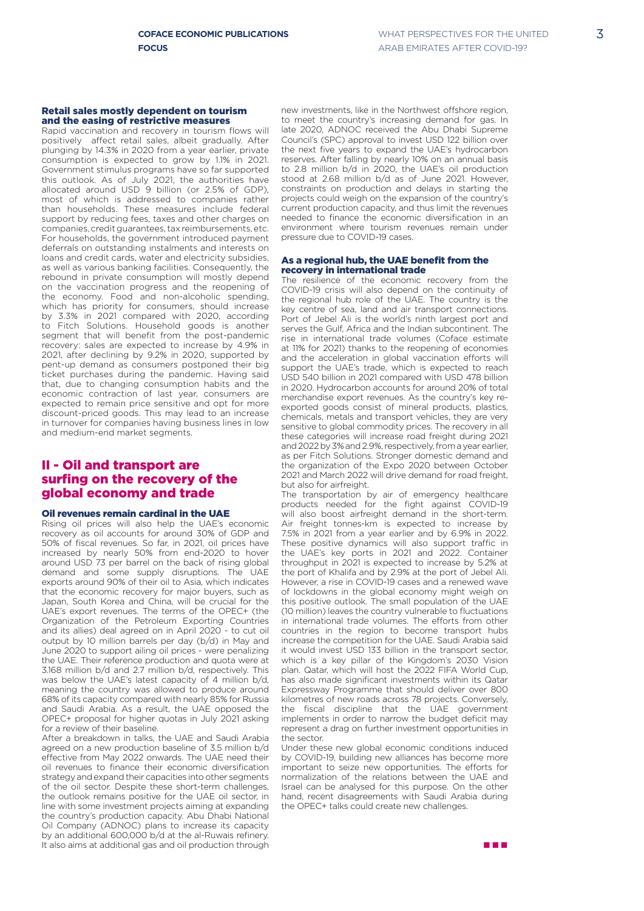### Retail sales mostly dependent on tourism and the easing of restrictive measures

Rapid vaccination and recovery in tourism flows will positively affect retail sales, albeit gradually. After plunging by 14.3% in 2020 from a year earlier, private consumption is expected to grow by 1.1% in 2021. Government stimulus programs have so far supported this outlook. As of July 2021, the authorities have allocated around USD 9 billion (or 2.5% of GDP), most of which is addressed to companies rather than households. These measures include federal support by reducing fees, taxes and other charges on companies, credit guarantees, tax reimbursements, etc. For households, the government introduced payment deferrals on outstanding instalments and interests on loans and credit cards, water and electricity subsidies, as well as various banking facilities. Consequently, the rebound in private consumption will mostly depend on the vaccination progress and the reopening of the economy. Food and non-alcoholic spending, which has priority for consumers, should increase by 3.3% in 2021 compared with 2020, according to Fitch Solutions. Household goods is another segment that will benefit from the post-pandemic recovery: sales are expected to increase by 4.9% in 2021, after declining by 9.2% in 2020, supported by pent-up demand as consumers postponed their big ticket purchases during the pandemic. Having said that, due to changing consumption habits and the economic contraction of last year, consumers are expected to remain price sensitive and opt for more discount-priced goods. This may lead to an increase in turnover for companies having business lines in low and medium-end market segments.

## II - Oil and transport are surfing on the recovery of the global economy and trade

### Oil revenues remain cardinal in the UAE

Rising oil prices will also help the UAE's economic recovery as oil accounts for around 30% of GDP and 50% of fiscal revenues. So far, in 2021, oil prices have increased by nearly 50% from end-2020 to hover around USD 73 per barrel on the back of rising global demand and some supply disruptions. The UAE exports around 90% of their oil to Asia, which indicates that the economic recovery for major buyers, such as Japan, South Korea and China, will be crucial for the UAE's export revenues. The terms of the OPEC+ (the Organization of the Petroleum Exporting Countries and its allies) deal agreed on in April 2020 - to cut oil output by 10 million barrels per day (b/d) in May and June 2020 to support ailing oil prices - were penalizing the UAE. Their reference production and quota were at 3.168 million b/d and 2.7 million b/d, respectively. This was below the UAE's latest capacity of 4 million b/d, meaning the country was allowed to produce around 68% of its capacity compared with nearly 85% for Russia and Saudi Arabia. As a result, the UAE opposed the OPEC+ proposal for higher quotas in July 2021 asking for a review of their baseline.

After a breakdown in talks, the UAE and Saudi Arabia agreed on a new production baseline of 3.5 million b/d effective from May 2022 onwards. The UAE need their oil revenues to finance their economic diversification strategy and expand their capacities into other segments of the oil sector. Despite these short-term challenges, the outlook remains positive for the UAE oil sector, in line with some investment projects aiming at expanding the country's production capacity. Abu Dhabi National Oil Company (ADNOC) plans to increase its capacity by an additional 600,000 b/d at the al-Ruwais refinery. It also aims at additional gas and oil production through new investments, like in the Northwest offshore region, to meet the country's increasing demand for gas. In late 2020, ADNOC received the Abu Dhabi Supreme Council's (SPC) approval to invest USD 122 billion over the next five years to expand the UAE's hydrocarbon reserves. After falling by nearly 10% on an annual basis to 2.8 million b/d in 2020, the UAE's oil production stood at 2.68 million b/d as of June 2021. However, constraints on production and delays in starting the projects could weigh on the expansion of the country's current production capacity, and thus limit the revenues needed to finance the economic diversification in an environment where tourism revenues remain under pressure due to COVID-19 cases.

### As a regional hub, the UAE benefit from the recovery in international trade

The resilience of the economic recovery from the COVID-19 crisis will also depend on the continuity of the regional hub role of the UAE. The country is the key centre of sea, land and air transport connections. Port of Jebel Ali is the world's ninth largest port and serves the Gulf, Africa and the Indian subcontinent. The rise in international trade volumes (Coface estimate at 11% for 2021) thanks to the reopening of economies and the acceleration in global vaccination efforts will support the UAE's trade, which is expected to reach USD 540 billion in 2021 compared with USD 478 billion in 2020. Hydrocarbon accounts for around 20% of total merchandise export revenues. As the country's key re-exported goods consist of mineral products, plastics, chemicals, metals and transport vehicles, they are very sensitive to global commodity prices. The recovery in all these categories will increase road freight during 2021 and 2022 by 3% and 2.9%, respectively, from a year earlier, as per Fitch Solutions. Stronger domestic demand and the organization of the Expo 2020 between October 2021 and March 2022 will drive demand for road freight, but also for airfreight.

The transportation by air of emergency healthcare products needed for the fight against COVID-19 will also boost airfreight demand in the short-term. Air freight tonnes-km is expected to increase by 7.5% in 2021 from a year earlier and by 6.9% in 2022. These positive dynamics will also support traffic in the UAE's key ports in 2021 and 2022. Container throughput in 2021 is expected to increase by 5.2% at the port of Khalifa and by 2.9% at the port of Jebel Ali. However, a rise in COVID-19 cases and a renewed wave of lockdowns in the global economy might weigh on this positive outlook. The small population of the UAE (10 million) leaves the country vulnerable to fluctuations in international trade volumes. The efforts from other countries in the region to become transport hubs increase the competition for the UAE. Saudi Arabia said it would invest USD 133 billion in the transport sector, which is a key pillar of the Kingdom's 2030 Vision plan. Qatar, which will host the 2022 FIFA World Cup, has also made significant investments within its Qatar Expressway Programme that should deliver over 800 kilometres of new roads across 78 projects. Conversely, the fiscal discipline that the UAE government implements in order to narrow the budget deficit may represent a drag on further investment opportunities in the sector.

Under these new global economic conditions induced by COVID-19, building new alliances has become more important to seize new opportunities. The efforts for normalization of the relations between the UAE and Israel can be analysed for this purpose. On the other hand, recent disagreements with Saudi Arabia during the OPEC+ talks could create new challenges.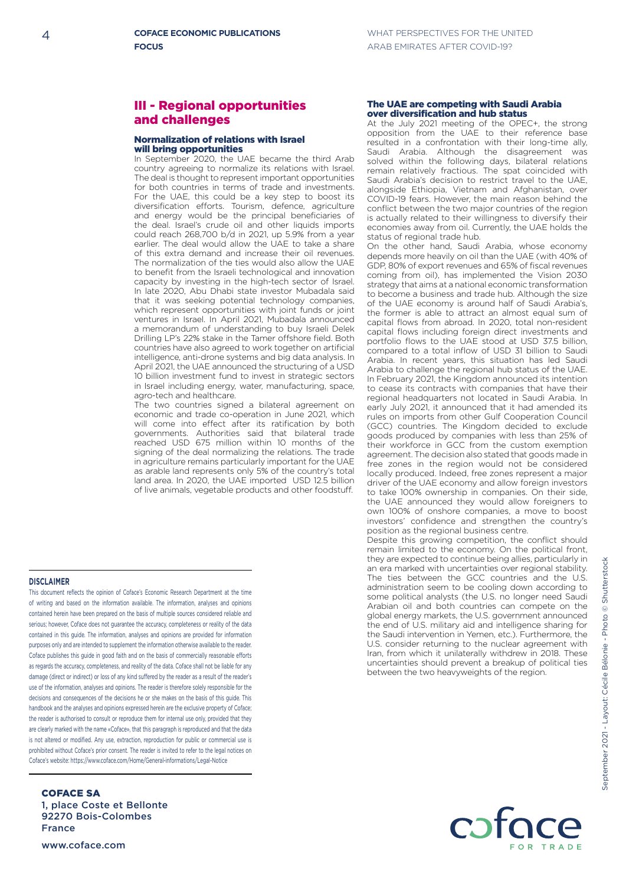## III - Regional opportunities and challenges

### Normalization of relations with Israel will bring opportunities

In September 2020, the UAE became the third Arab country agreeing to normalize its relations with Israel. The deal is thought to represent important opportunities for both countries in terms of trade and investments. For the UAE, this could be a key step to boost its diversification efforts. Tourism, defence, agriculture and energy would be the principal beneficiaries of the deal. Israel's crude oil and other liquids imports could reach 268,700 b/d in 2021, up 5.9% from a year earlier. The deal would allow the UAE to take a share of this extra demand and increase their oil revenues. The normalization of the ties would also allow the UAE to benefit from the Israeli technological and innovation capacity by investing in the high-tech sector of Israel. In late 2020, Abu Dhabi state investor Mubadala said that it was seeking potential technology companies, which represent opportunities with joint funds or joint ventures in Israel. In April 2021, Mubadala announced a memorandum of understanding to buy Israeli Delek Drilling LP's 22% stake in the Tamer offshore field. Both countries have also agreed to work together on artificial intelligence, anti-drone systems and big data analysis. In April 2021, the UAE announced the structuring of a USD 10 billion investment fund to invest in strategic sectors in Israel including energy, water, manufacturing, space, agro-tech and healthcare.

The two countries signed a bilateral agreement on economic and trade co-operation in June 2021, which will come into effect after its ratification by both governments. Authorities said that bilateral trade reached USD 675 million within 10 months of the signing of the deal normalizing the relations. The trade in agriculture remains particularly important for the UAE as arable land represents only 5% of the country's total land area. In 2020, the UAE imported USD 12.5 billion of live animals, vegetable products and other foodstuff.

### The UAE are competing with Saudi Arabia over diversification and hub status

At the July 2021 meeting of the OPEC+, the strong opposition from the UAE to their reference base resulted in a confrontation with their long-time ally, Saudi Arabia. Although the disagreement was solved within the following days, bilateral relations remain relatively fractious. The spat coincided with Saudi Arabia's decision to restrict travel to the UAE, alongside Ethiopia, Vietnam and Afghanistan, over COVID-19 fears. However, the main reason behind the conflict between the two major countries of the region is actually related to their willingness to diversify their economies away from oil. Currently, the UAE holds the status of regional trade hub.

On the other hand, Saudi Arabia, whose economy depends more heavily on oil than the UAE (with 40% of GDP, 80% of export revenues and 65% of fiscal revenues coming from oil), has implemented the Vision 2030 strategy that aims at a national economic transformation to become a business and trade hub. Although the size of the UAE economy is around half of Saudi Arabia's, the former is able to attract an almost equal sum of capital flows from abroad. In 2020, total non-resident capital flows including foreign direct investments and portfolio flows to the UAE stood at USD 37.5 billion, compared to a total inflow of USD 31 billion to Saudi Arabia. In recent years, this situation has led Saudi Arabia to challenge the regional hub status of the UAE. In February 2021, the Kingdom announced its intention to cease its contracts with companies that have their regional headquarters not located in Saudi Arabia. In early July 2021, it announced that it had amended its rules on imports from other Gulf Cooperation Council (GCC) countries. The Kingdom decided to exclude goods produced by companies with less than 25% of their workforce in GCC from the custom exemption agreement. The decision also stated that goods made in free zones in the region would not be considered locally produced. Indeed, free zones represent a major driver of the UAE economy and allow foreign investors to take 100% ownership in companies. On their side, the UAE announced they would allow foreigners to own 100% of onshore companies, a move to boost investors' confidence and strengthen the country's position as the regional business centre.

Despite this growing competition, the conflict should remain limited to the economy. On the political front, they are expected to continue being allies, particularly in an era marked with uncertainties over regional stability. The ties between the GCC countries and the U.S. administration seem to be cooling down according to some political analysts (the U.S. no longer need Saudi Arabian oil and both countries can compete on the global energy markets, the U.S. government announced the end of U.S. military aid and intelligence sharing for the Saudi intervention in Yemen, etc.). Furthermore, the U.S. consider returning to the nuclear agreement with Iran, from which it unilaterally withdrew in 2018. These uncertainties should prevent a breakup of political ties between the two heavyweights of the region.

**DISCLAIMER**

This document reflects the opinion of Coface's Economic Research Department at the time of writing and based on the information available. The information, analyses and opinions contained herein have been prepared on the basis of multiple sources considered reliable and serious; however, Coface does not guarantee the accuracy, completeness or reality of the data contained in this guide. The information, analyses and opinions are provided for information purposes only and are intended to supplement the information otherwise available to the reader. Coface publishes this guide in good faith and on the basis of commercially reasonable efforts as regards the accuracy, completeness, and reality of the data. Coface shall not be liable for any damage (direct or indirect) or loss of any kind suffered by the reader as a result of the reader's use of the information, analyses and opinions. The reader is therefore solely responsible for the decisions and consequences of the decisions he or she makes on the basis of this guide. This handbook and the analyses and opinions expressed herein are the exclusive property of Coface; the reader is authorised to consult or reproduce them for internal use only, provided that they are clearly marked with the name «Coface», that this paragraph is reproduced and that the data is not altered or modified. Any use, extraction, reproduction for public or commercial use is prohibited without Coface's prior consent. The reader is invited to refer to the legal notices on Coface's website: https://www.coface.com/Home/General-informations/Legal-Notice

**COFACE SA**
1, place Coste et Bellonte
92270 Bois-Colombes
France

www.coface.com

September 2021 - Layout: Cécile Bélonie - Photo © Shutterstock